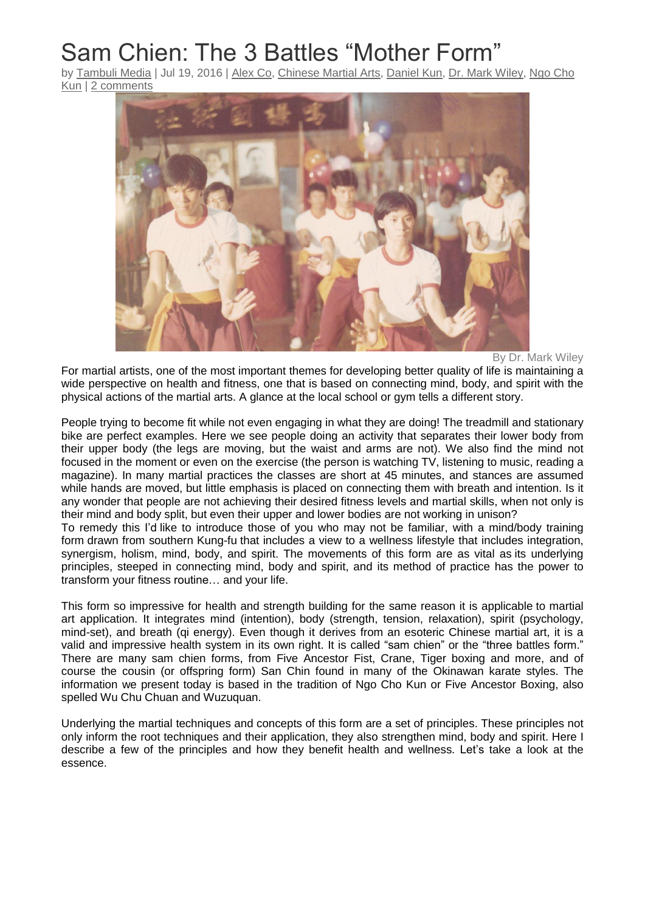# Sam Chien: The 3 Battles "Mother Form"

by Tambuli Media | Jul 19, 2016 | Alex Co, Chinese Martial Arts, Daniel Kun, Dr. Mark Wiley, Ngo Cho Kun | 2 comments

By Dr. Mark Wiley

For martial artists, one of the most important themes for developing better quality of life is maintaining a wide perspective on health and fitness, one that is based on connecting mind, body, and spirit with the physical actions of the martial arts. A glance at the local school or gym tells a different story.

People trying to become fit while not even engaging in what they are doing! The treadmill and stationary bike are perfect examples. Here we see people doing an activity that separates their lower body from their upper body (the legs are moving, but the waist and arms are not). We also find the mind not focused in the moment or even on the exercise (the person is watching TV, listening to music, reading a magazine). In many martial practices the classes are short at 45 minutes, and stances are assumed while hands are moved, but little emphasis is placed on connecting them with breath and intention. Is it any wonder that people are not achieving their desired fitness levels and martial skills, when not only is their mind and body split, but even their upper and lower bodies are not working in unison?

To remedy this I'd like to introduce those of you who may not be familiar, with a mind/body training form drawn from southern Kung-fu that includes a view to a wellness lifestyle that includes integration, synergism, holism, mind, body, and spirit. The movements of this form are as vital as its underlying principles, steeped in connecting mind, body and spirit, and its method of practice has the power to transform your fitness routine… and your life.

This form so impressive for health and strength building for the same reason it is applicable to martial art application. It integrates mind (intention), body (strength, tension, relaxation), spirit (psychology, mind-set), and breath (qi energy). Even though it derives from an esoteric Chinese martial art, it is a valid and impressive health system in its own right. It is called "sam chien" or the "three battles form." There are many sam chien forms, from Five Ancestor Fist, Crane, Tiger boxing and more, and of course the cousin (or offspring form) San Chin found in many of the Okinawan karate styles. The information we present today is based in the tradition of Ngo Cho Kun or Five Ancestor Boxing, also spelled Wu Chu Chuan and Wuzuquan.

Underlying the martial techniques and concepts of this form are a set of principles. These principles not only inform the root techniques and their application, they also strengthen mind, body and spirit. Here I describe a few of the principles and how they benefit health and wellness. Let's take a look at the essence.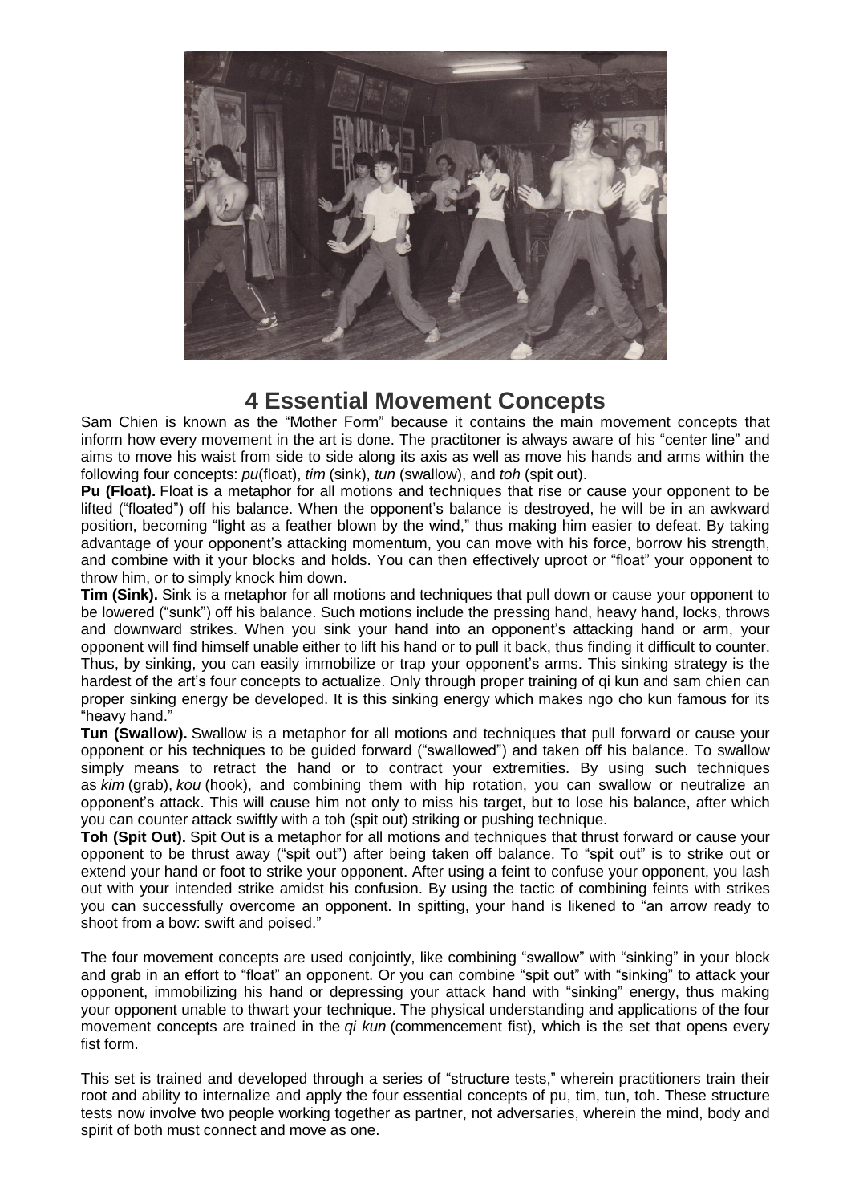# 4 Essential Movement Concepts

Sam Chien is known as the "Mother Form" because it contains the main movement concepts that inform how every movement in the art is done. The practitoner is always aware of his "center line" and aims to move his waist from side to side along its axis as well as move his hands and arms within the following four concepts: *pu*(float), *tim* (sink), *tun* (swallow), and *toh* (spit out).

**Pu (Float).** Float is a metaphor for all motions and techniques that rise or cause your opponent to be lifted ("floated") off his balance. When the opponent's balance is destroyed, he will be in an awkward position, becoming "light as a feather blown by the wind," thus making him easier to defeat. By taking advantage of your opponent's attacking momentum, you can move with his force, borrow his strength, and combine with it your blocks and holds. You can then effectively uproot or "float" your opponent to throw him, or to simply knock him down.

**Tim (Sink).** Sink is a metaphor for all motions and techniques that pull down or cause your opponent to be lowered ("sunk") off his balance. Such motions include the pressing hand, heavy hand, locks, throws and downward strikes. When you sink your hand into an opponent's attacking hand or arm, your opponent will find himself unable either to lift his hand or to pull it back, thus finding it difficult to counter. Thus, by sinking, you can easily immobilize or trap your opponent's arms. This sinking strategy is the hardest of the art's four concepts to actualize. Only through proper training of qi kun and sam chien can proper sinking energy be developed. It is this sinking energy which makes ngo cho kun famous for its "heavy hand."

**Tun (Swallow).** Swallow is a metaphor for all motions and techniques that pull forward or cause your opponent or his techniques to be guided forward ("swallowed") and taken off his balance. To swallow simply means to retract the hand or to contract your extremities. By using such techniques as *kim* (grab), *kou* (hook), and combining them with hip rotation, you can swallow or neutralize an opponent's attack. This will cause him not only to miss his target, but to lose his balance, after which you can counter attack swiftly with a toh (spit out) striking or pushing technique.

**Toh (Spit Out).** Spit Out is a metaphor for all motions and techniques that thrust forward or cause your opponent to be thrust away ("spit out") after being taken off balance. To "spit out" is to strike out or extend your hand or foot to strike your opponent. After using a feint to confuse your opponent, you lash out with your intended strike amidst his confusion. By using the tactic of combining feints with strikes you can successfully overcome an opponent. In spitting, your hand is likened to "an arrow ready to shoot from a bow: swift and poised."

The four movement concepts are used conjointly, like combining "swallow" with "sinking" in your block and grab in an effort to "float" an opponent. Or you can combine "spit out" with "sinking" to attack your opponent, immobilizing his hand or depressing your attack hand with "sinking" energy, thus making your opponent unable to thwart your technique. The physical understanding and applications of the four movement concepts are trained in the *qi kun* (commencement fist), which is the set that opens every fist form.

This set is trained and developed through a series of "structure tests," wherein practitioners train their root and ability to internalize and apply the four essential concepts of pu, tim, tun, toh. These structure tests now involve two people working together as partner, not adversaries, wherein the mind, body and spirit of both must connect and move as one.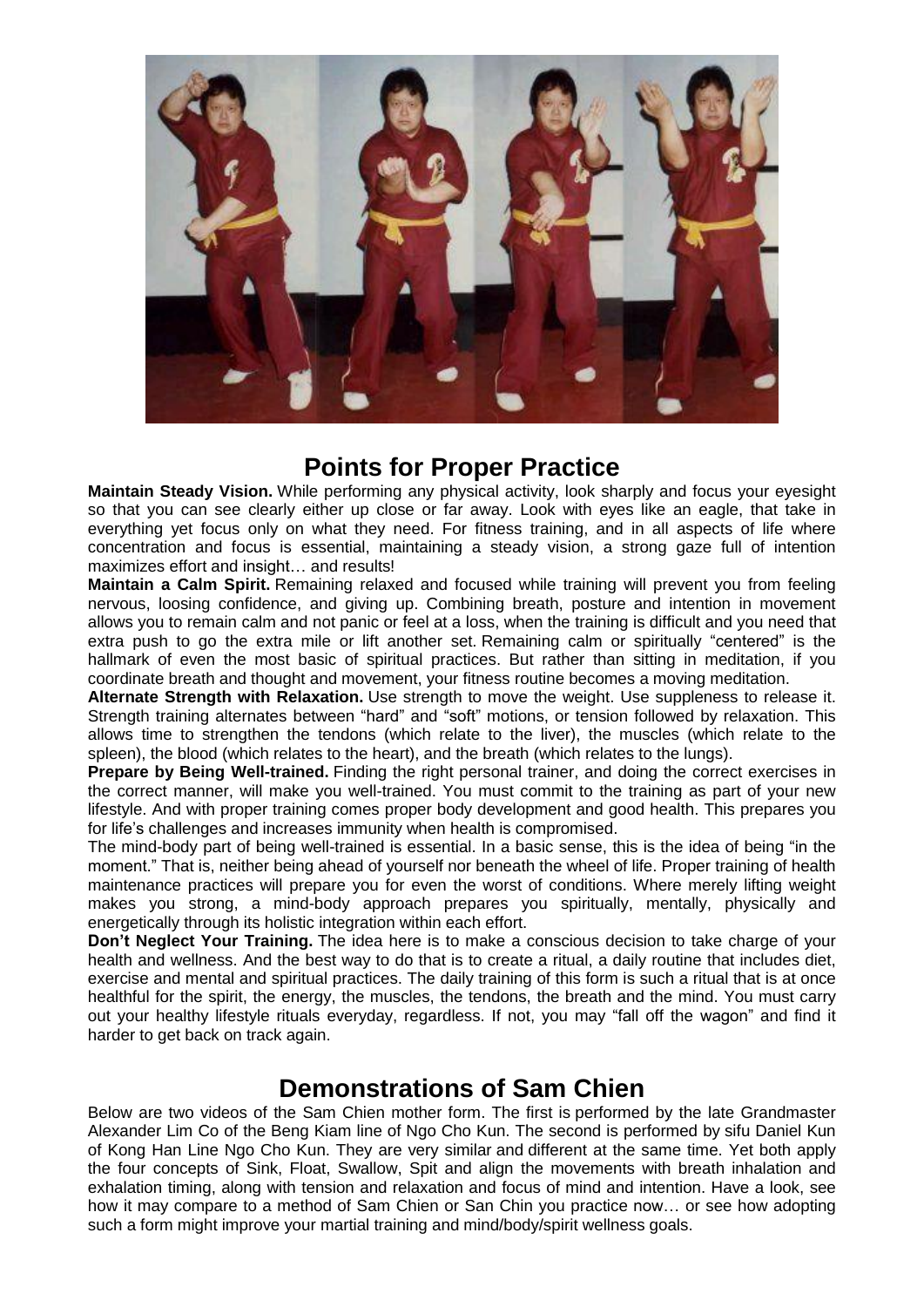## Points for Proper Practice

**Maintain Steady Vision.** While performing any physical activity, look sharply and focus your eyesight so that you can see clearly either up close or far away. Look with eyes like an eagle, that take in everything yet focus only on what they need. For fitness training, and in all aspects of life where concentration and focus is essential, maintaining a steady vision, a strong gaze full of intention maximizes effort and insight… and results!

**Maintain a Calm Spirit.** Remaining relaxed and focused while training will prevent you from feeling nervous, loosing confidence, and giving up. Combining breath, posture and intention in movement allows you to remain calm and not panic or feel at a loss, when the training is difficult and you need that extra push to go the extra mile or lift another set. Remaining calm or spiritually "centered" is the hallmark of even the most basic of spiritual practices. But rather than sitting in meditation, if you coordinate breath and thought and movement, your fitness routine becomes a moving meditation.

**Alternate Strength with Relaxation.** Use strength to move the weight. Use suppleness to release it. Strength training alternates between "hard" and "soft" motions, or tension followed by relaxation. This allows time to strengthen the tendons (which relate to the liver), the muscles (which relate to the spleen), the blood (which relates to the heart), and the breath (which relates to the lungs).

**Prepare by Being Well-trained.** Finding the right personal trainer, and doing the correct exercises in the correct manner, will make you well-trained. You must commit to the training as part of your new lifestyle. And with proper training comes proper body development and good health. This prepares you for life's challenges and increases immunity when health is compromised.

The mind-body part of being well-trained is essential. In a basic sense, this is the idea of being "in the moment." That is, neither being ahead of yourself nor beneath the wheel of life. Proper training of health maintenance practices will prepare you for even the worst of conditions. Where merely lifting weight makes you strong, a mind-body approach prepares you spiritually, mentally, physically and energetically through its holistic integration within each effort.

**Don't Neglect Your Training.** The idea here is to make a conscious decision to take charge of your health and wellness. And the best way to do that is to create a ritual, a daily routine that includes diet, exercise and mental and spiritual practices. The daily training of this form is such a ritual that is at once healthful for the spirit, the energy, the muscles, the tendons, the breath and the mind. You must carry out your healthy lifestyle rituals everyday, regardless. If not, you may "fall off the wagon" and find it harder to get back on track again.

## Demonstrations of Sam Chien

Below are two videos of the Sam Chien mother form. The first is performed by the late Grandmaster Alexander Lim Co of the Beng Kiam line of Ngo Cho Kun. The second is performed by sifu Daniel Kun of Kong Han Line Ngo Cho Kun. They are very similar and different at the same time. Yet both apply the four concepts of Sink, Float, Swallow, Spit and align the movements with breath inhalation and exhalation timing, along with tension and relaxation and focus of mind and intention. Have a look, see how it may compare to a method of Sam Chien or San Chin you practice now… or see how adopting such a form might improve your martial training and mind/body/spirit wellness goals.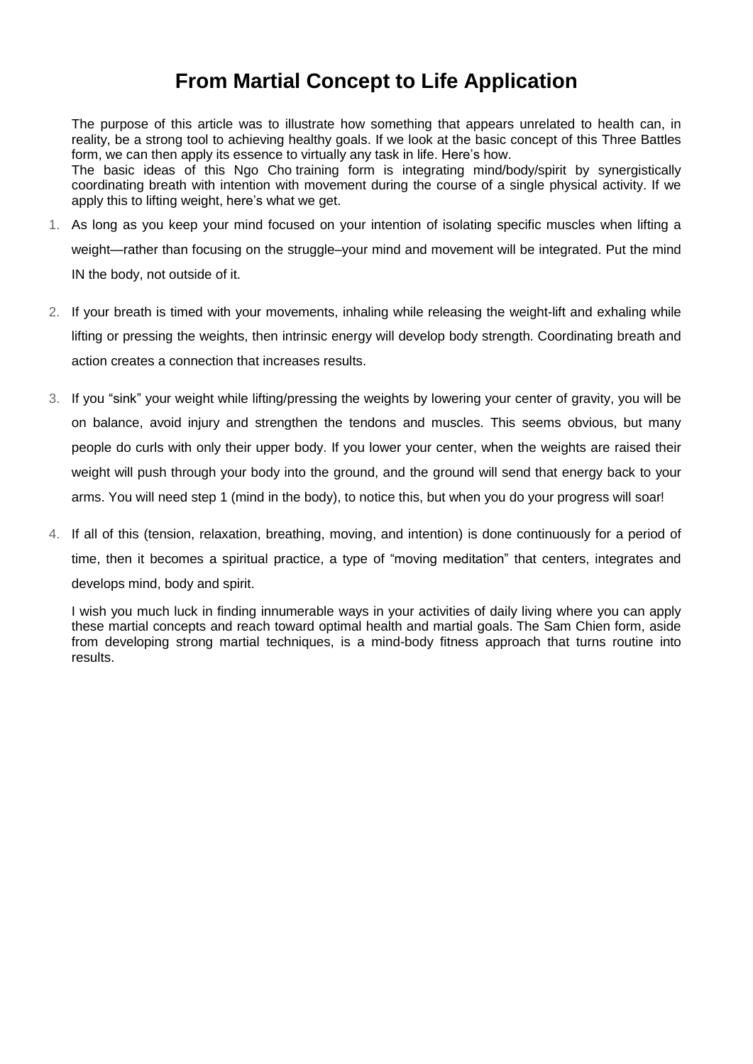# From Martial Concept to Life Application

The purpose of this article was to illustrate how something that appears unrelated to health can, in reality, be a strong tool to achieving healthy goals. If we look at the basic concept of this Three Battles form, we can then apply its essence to virtually any task in life. Here's how.

The basic ideas of this Ngo Cho training form is integrating mind/body/spirit by synergistically coordinating breath with intention with movement during the course of a single physical activity. If we apply this to lifting weight, here's what we get.

1. As long as you keep your mind focused on your intention of isolating specific muscles when lifting a weight—rather than focusing on the struggle–your mind and movement will be integrated. Put the mind IN the body, not outside of it.

2. If your breath is timed with your movements, inhaling while releasing the weight-lift and exhaling while lifting or pressing the weights, then intrinsic energy will develop body strength. Coordinating breath and action creates a connection that increases results.

3. If you "sink" your weight while lifting/pressing the weights by lowering your center of gravity, you will be on balance, avoid injury and strengthen the tendons and muscles. This seems obvious, but many people do curls with only their upper body. If you lower your center, when the weights are raised their weight will push through your body into the ground, and the ground will send that energy back to your arms. You will need step 1 (mind in the body), to notice this, but when you do your progress will soar!

4. If all of this (tension, relaxation, breathing, moving, and intention) is done continuously for a period of time, then it becomes a spiritual practice, a type of "moving meditation" that centers, integrates and develops mind, body and spirit.

I wish you much luck in finding innumerable ways in your activities of daily living where you can apply these martial concepts and reach toward optimal health and martial goals. The Sam Chien form, aside from developing strong martial techniques, is a mind-body fitness approach that turns routine into results.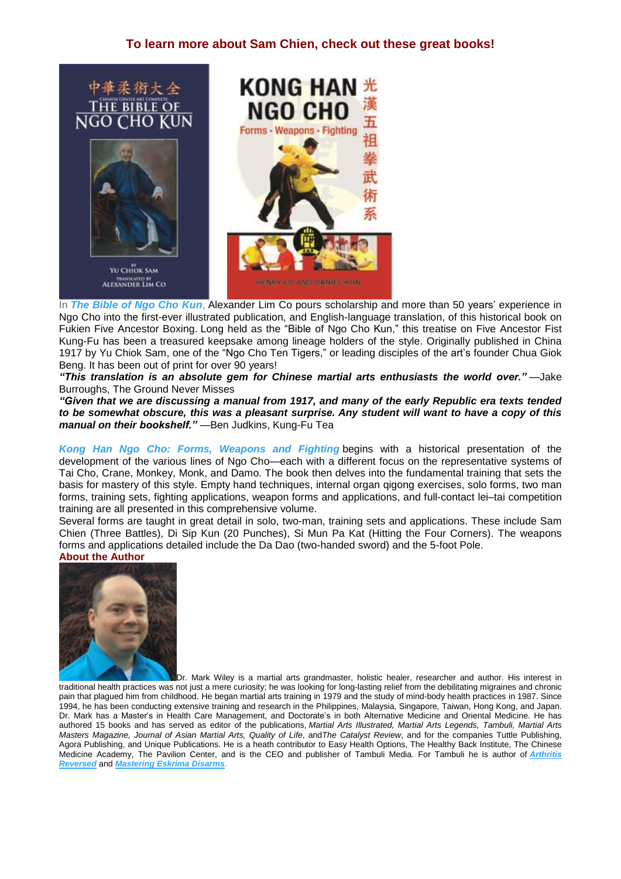## To learn more about Sam Chien, check out these great books!

In ***The Bible of Ngo Cho Kun***, Alexander Lim Co pours scholarship and more than 50 years' experience in Ngo Cho into the first-ever illustrated publication, and English-language translation, of this historical book on Fukien Five Ancestor Boxing. Long held as the "Bible of Ngo Cho Kun," this treatise on Five Ancestor Fist Kung-Fu has been a treasured keepsake among lineage holders of the style. Originally published in China 1917 by Yu Chiok Sam, one of the "Ngo Cho Ten Tigers," or leading disciples of the art's founder Chua Giok Beng. It has been out of print for over 90 years!

***"This translation is an absolute gem for Chinese martial arts enthusiasts the world over."*** —Jake Burroughs, The Ground Never Misses

***"Given that we are discussing a manual from 1917, and many of the early Republic era texts tended to be somewhat obscure, this was a pleasant surprise. Any student will want to have a copy of this manual on their bookshelf."*** —Ben Judkins, Kung-Fu Tea

***Kong Han Ngo Cho: Forms, Weapons and Fighting*** begins with a historical presentation of the development of the various lines of Ngo Cho—each with a different focus on the representative systems of Tai Cho, Crane, Monkey, Monk, and Damo. The book then delves into the fundamental training that sets the basis for mastery of this style. Empty hand techniques, internal organ qigong exercises, solo forms, two man forms, training sets, fighting applications, weapon forms and applications, and full-contact lei–tai competition training are all presented in this comprehensive volume.

Several forms are taught in great detail in solo, two-man, training sets and applications. These include Sam Chien (Three Battles), Di Sip Kun (20 Punches), Si Mun Pa Kat (Hitting the Four Corners). The weapons forms and applications detailed include the Da Dao (two-handed sword) and the 5-foot Pole.

### About the Author

Dr. Mark Wiley is a martial arts grandmaster, holistic healer, researcher and author. His interest in traditional health practices was not just a mere curiosity; he was looking for long-lasting relief from the debilitating migraines and chronic pain that plagued him from childhood. He began martial arts training in 1979 and the study of mind-body health practices in 1987. Since 1994, he has been conducting extensive training and research in the Philippines, Malaysia, Singapore, Taiwan, Hong Kong, and Japan. Dr. Mark has a Master's in Health Care Management, and Doctorate's in both Alternative Medicine and Oriental Medicine. He has authored 15 books and has served as editor of the publications, *Martial Arts Illustrated, Martial Arts Legends, Tambuli, Martial Arts Masters Magazine, Journal of Asian Martial Arts, Quality of Life*, and *The Catalyst Review*, and for the companies Tuttle Publishing, Agora Publishing, and Unique Publications. He is a heath contributor to Easy Health Options, The Healthy Back Institute, The Chinese Medicine Academy, The Pavilion Center, and is the CEO and publisher of Tambuli Media. For Tambuli he is author of ***Arthritis Reversed*** and ***Mastering Eskrima Disarms***.